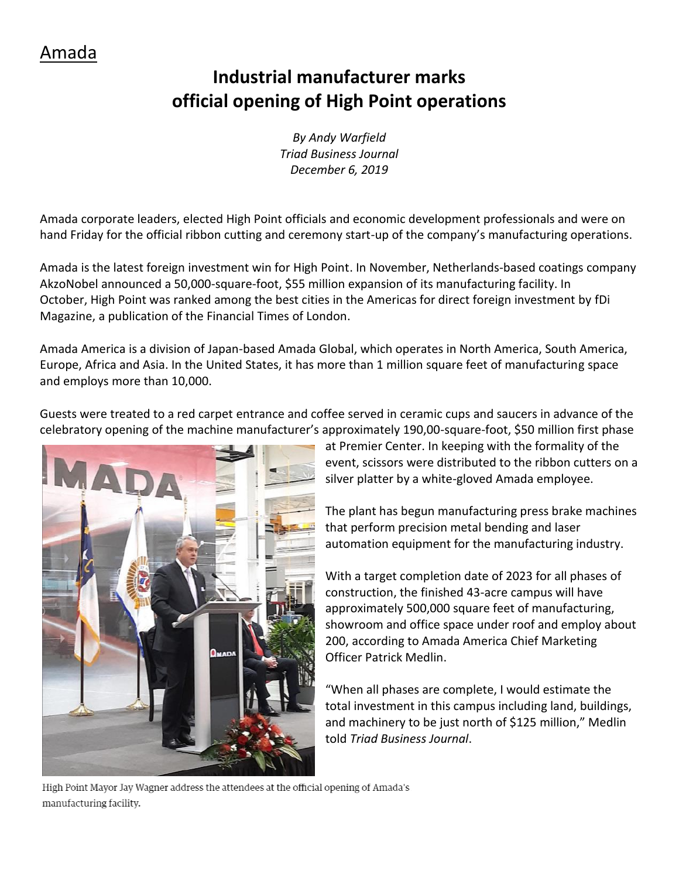Amada

# Industrial manufacturer marks official opening of High Point operations

*By Andy Warfield*
*Triad Business Journal*
*December 6, 2019*

Amada corporate leaders, elected High Point officials and economic development professionals and were on hand Friday for the official ribbon cutting and ceremony start-up of the company's manufacturing operations.

Amada is the latest foreign investment win for High Point. In November, Netherlands-based coatings company AkzoNobel announced a 50,000-square-foot, $55 million expansion of its manufacturing facility. In October, High Point was ranked among the best cities in the Americas for direct foreign investment by fDi Magazine, a publication of the Financial Times of London.

Amada America is a division of Japan-based Amada Global, which operates in North America, South America, Europe, Africa and Asia. In the United States, it has more than 1 million square feet of manufacturing space and employs more than 10,000.

Guests were treated to a red carpet entrance and coffee served in ceramic cups and saucers in advance of the celebratory opening of the machine manufacturer's approximately 190,00-square-foot, $50 million first phase at Premier Center. In keeping with the formality of the event, scissors were distributed to the ribbon cutters on a silver platter by a white-gloved Amada employee.

The plant has begun manufacturing press brake machines that perform precision metal bending and laser automation equipment for the manufacturing industry.

With a target completion date of 2023 for all phases of construction, the finished 43-acre campus will have approximately 500,000 square feet of manufacturing, showroom and office space under roof and employ about 200, according to Amada America Chief Marketing Officer Patrick Medlin.

"When all phases are complete, I would estimate the total investment in this campus including land, buildings, and machinery to be just north of $125 million," Medlin told *Triad Business Journal*.

High Point Mayor Jay Wagner address the attendees at the official opening of Amada's manufacturing facility.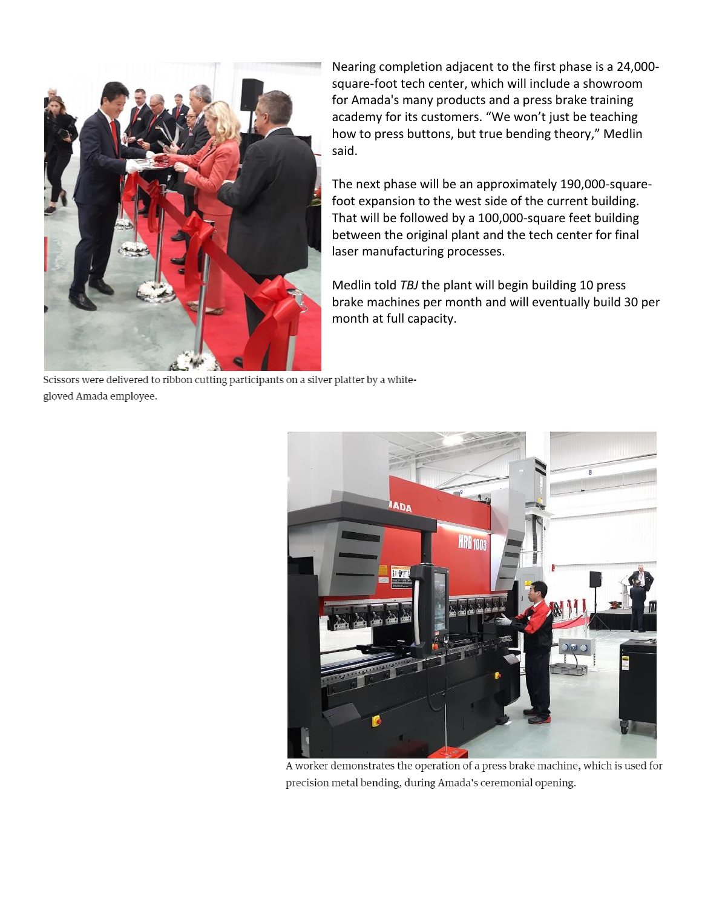Nearing completion adjacent to the first phase is a 24,000-square-foot tech center, which will include a showroom for Amada's many products and a press brake training academy for its customers. "We won't just be teaching how to press buttons, but true bending theory," Medlin said.

The next phase will be an approximately 190,000-square-foot expansion to the west side of the current building. That will be followed by a 100,000-square feet building between the original plant and the tech center for final laser manufacturing processes.

Medlin told *TBJ* the plant will begin building 10 press brake machines per month and will eventually build 30 per month at full capacity.

Scissors were delivered to ribbon cutting participants on a silver platter by a white-gloved Amada employee.

A worker demonstrates the operation of a press brake machine, which is used for precision metal bending, during Amada's ceremonial opening.